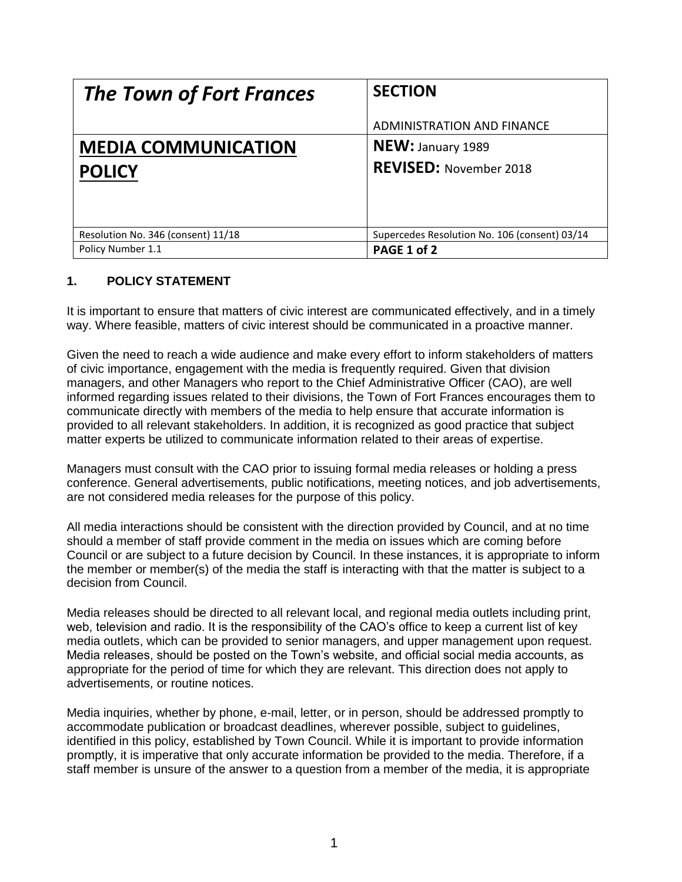| *The Town of Fort Frances* | **SECTION**<br><br>ADMINISTRATION AND FINANCE |
|---|---|
| **MEDIA COMMUNICATION POLICY** | **NEW:** January 1989<br>**REVISED:** November 2018 |
| Resolution No. 346 (consent) 11/18 | Supercedes Resolution No. 106 (consent) 03/14 |
| Policy Number 1.1 | **PAGE 1 of 2** |

## 1. POLICY STATEMENT

It is important to ensure that matters of civic interest are communicated effectively, and in a timely way. Where feasible, matters of civic interest should be communicated in a proactive manner.

Given the need to reach a wide audience and make every effort to inform stakeholders of matters of civic importance, engagement with the media is frequently required. Given that division managers, and other Managers who report to the Chief Administrative Officer (CAO), are well informed regarding issues related to their divisions, the Town of Fort Frances encourages them to communicate directly with members of the media to help ensure that accurate information is provided to all relevant stakeholders. In addition, it is recognized as good practice that subject matter experts be utilized to communicate information related to their areas of expertise.

Managers must consult with the CAO prior to issuing formal media releases or holding a press conference. General advertisements, public notifications, meeting notices, and job advertisements, are not considered media releases for the purpose of this policy.

All media interactions should be consistent with the direction provided by Council, and at no time should a member of staff provide comment in the media on issues which are coming before Council or are subject to a future decision by Council. In these instances, it is appropriate to inform the member or member(s) of the media the staff is interacting with that the matter is subject to a decision from Council.

Media releases should be directed to all relevant local, and regional media outlets including print, web, television and radio. It is the responsibility of the CAO's office to keep a current list of key media outlets, which can be provided to senior managers, and upper management upon request. Media releases, should be posted on the Town's website, and official social media accounts, as appropriate for the period of time for which they are relevant. This direction does not apply to advertisements, or routine notices.

Media inquiries, whether by phone, e-mail, letter, or in person, should be addressed promptly to accommodate publication or broadcast deadlines, wherever possible, subject to guidelines, identified in this policy, established by Town Council. While it is important to provide information promptly, it is imperative that only accurate information be provided to the media. Therefore, if a staff member is unsure of the answer to a question from a member of the media, it is appropriate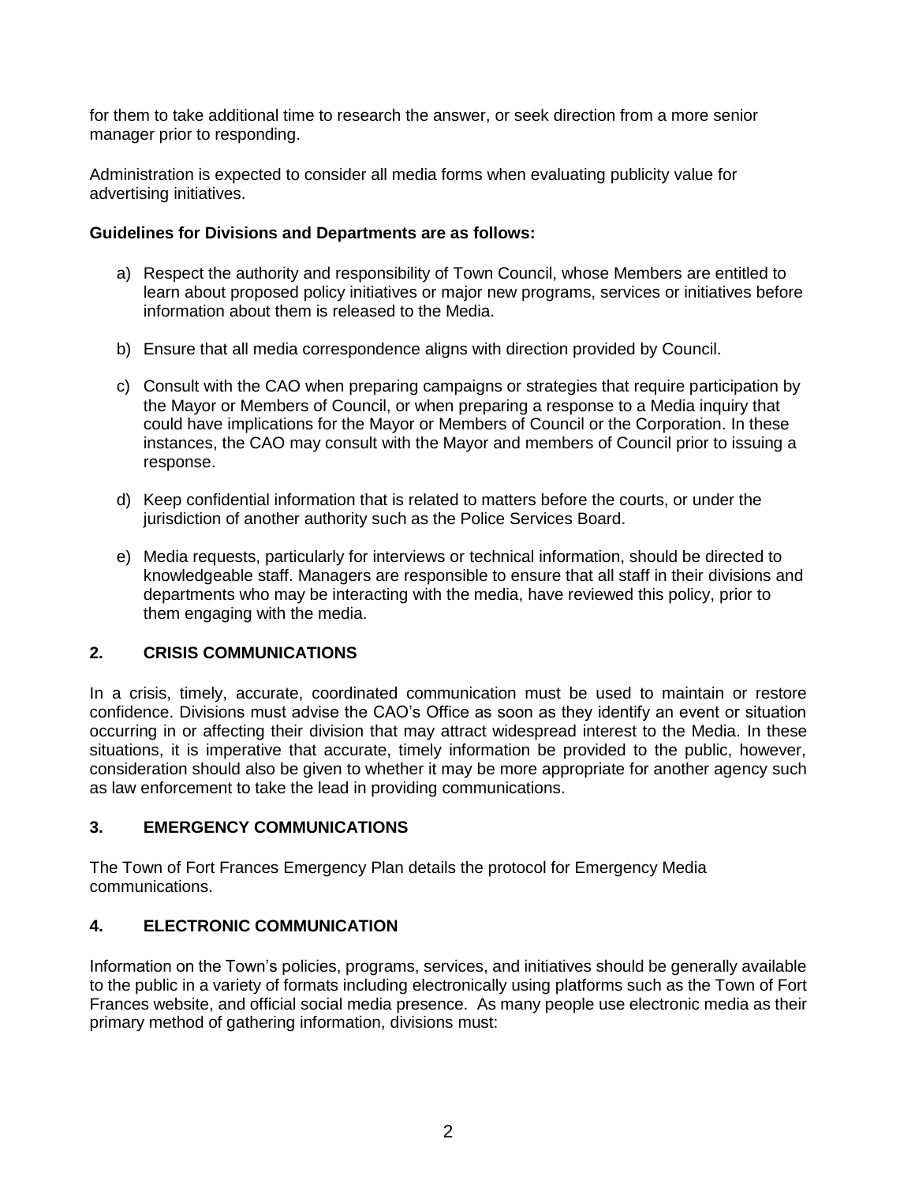for them to take additional time to research the answer, or seek direction from a more senior manager prior to responding.

Administration is expected to consider all media forms when evaluating publicity value for advertising initiatives.

**Guidelines for Divisions and Departments are as follows:**

a) Respect the authority and responsibility of Town Council, whose Members are entitled to learn about proposed policy initiatives or major new programs, services or initiatives before information about them is released to the Media.

b) Ensure that all media correspondence aligns with direction provided by Council.

c) Consult with the CAO when preparing campaigns or strategies that require participation by the Mayor or Members of Council, or when preparing a response to a Media inquiry that could have implications for the Mayor or Members of Council or the Corporation. In these instances, the CAO may consult with the Mayor and members of Council prior to issuing a response.

d) Keep confidential information that is related to matters before the courts, or under the jurisdiction of another authority such as the Police Services Board.

e) Media requests, particularly for interviews or technical information, should be directed to knowledgeable staff. Managers are responsible to ensure that all staff in their divisions and departments who may be interacting with the media, have reviewed this policy, prior to them engaging with the media.

## 2. CRISIS COMMUNICATIONS

In a crisis, timely, accurate, coordinated communication must be used to maintain or restore confidence. Divisions must advise the CAO's Office as soon as they identify an event or situation occurring in or affecting their division that may attract widespread interest to the Media. In these situations, it is imperative that accurate, timely information be provided to the public, however, consideration should also be given to whether it may be more appropriate for another agency such as law enforcement to take the lead in providing communications.

## 3. EMERGENCY COMMUNICATIONS

The Town of Fort Frances Emergency Plan details the protocol for Emergency Media communications.

## 4. ELECTRONIC COMMUNICATION

Information on the Town's policies, programs, services, and initiatives should be generally available to the public in a variety of formats including electronically using platforms such as the Town of Fort Frances website, and official social media presence. As many people use electronic media as their primary method of gathering information, divisions must: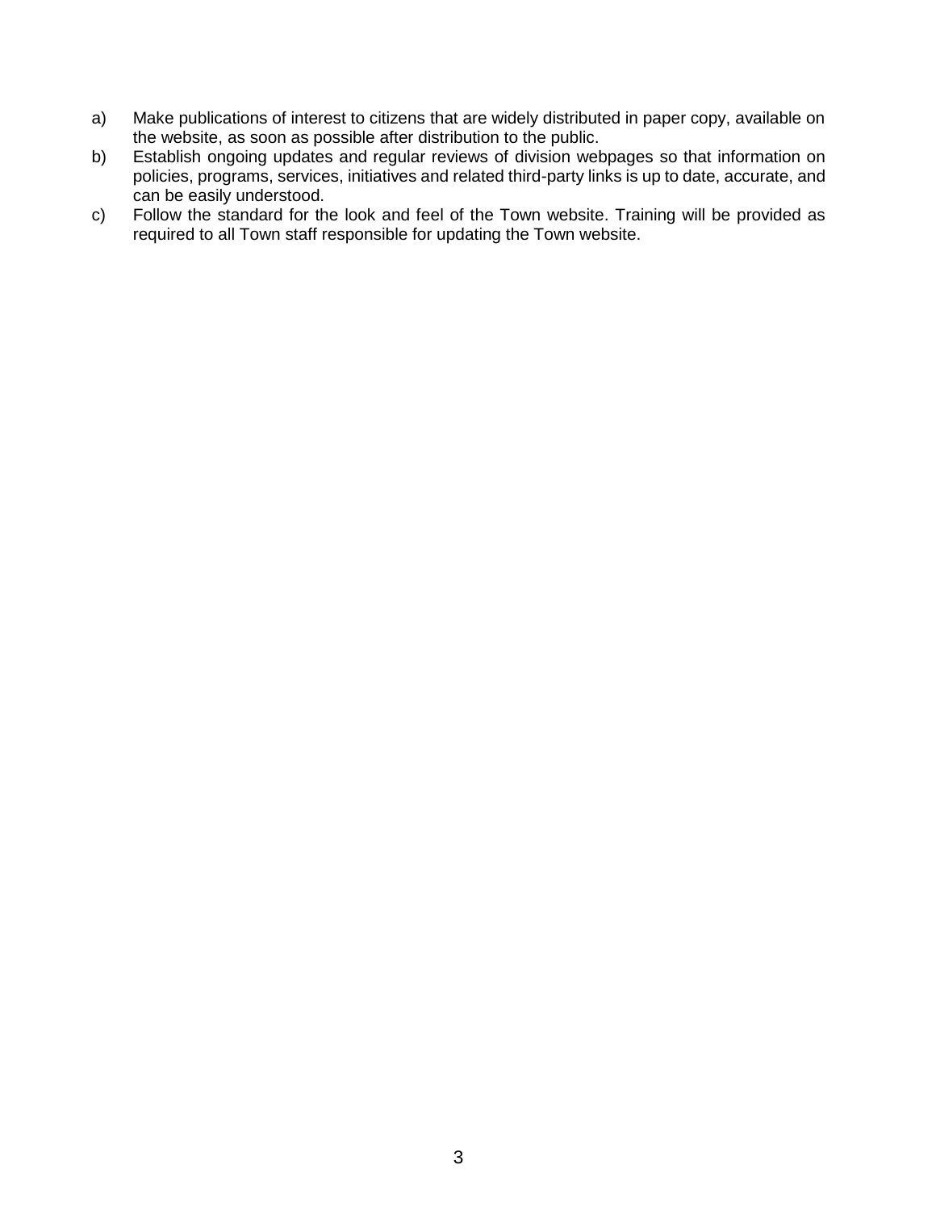a) Make publications of interest to citizens that are widely distributed in paper copy, available on the website, as soon as possible after distribution to the public.

b) Establish ongoing updates and regular reviews of division webpages so that information on policies, programs, services, initiatives and related third-party links is up to date, accurate, and can be easily understood.

c) Follow the standard for the look and feel of the Town website. Training will be provided as required to all Town staff responsible for updating the Town website.